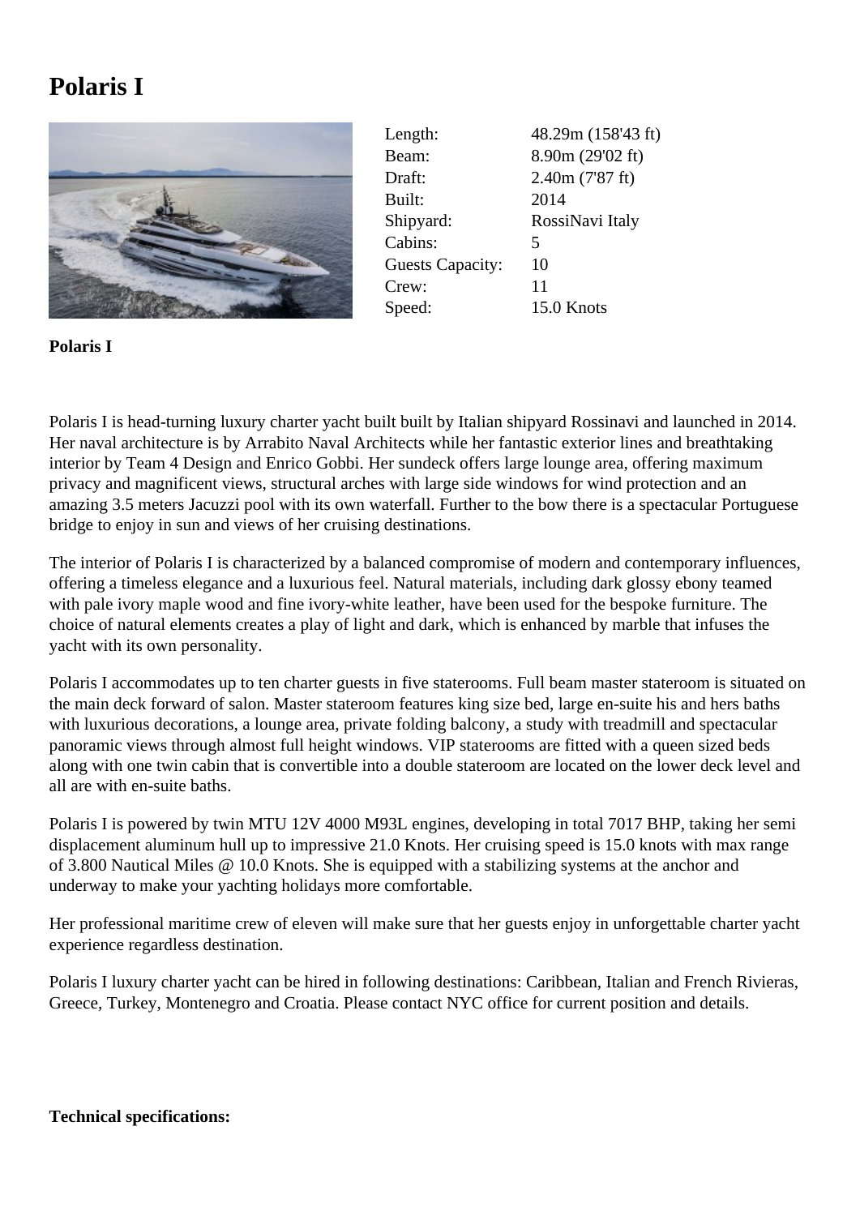# Polaris I

| | |
|---|---|
| Length: | 48.29m (158'43 ft) |
| Beam: | 8.90m (29'02 ft) |
| Draft: | 2.40m (7'87 ft) |
| Built: | 2014 |
| Shipyard: | RossiNavi Italy |
| Cabins: | 5 |
| Guests Capacity: | 10 |
| Crew: | 11 |
| Speed: | 15.0 Knots |

**Polaris I**

Polaris I is head-turning luxury charter yacht built built by Italian shipyard Rossinavi and launched in 2014. Her naval architecture is by Arrabito Naval Architects while her fantastic exterior lines and breathtaking interior by Team 4 Design and Enrico Gobbi. Her sundeck offers large lounge area, offering maximum privacy and magnificent views, structural arches with large side windows for wind protection and an amazing 3.5 meters Jacuzzi pool with its own waterfall. Further to the bow there is a spectacular Portuguese bridge to enjoy in sun and views of her cruising destinations.

The interior of Polaris I is characterized by a balanced compromise of modern and contemporary influences, offering a timeless elegance and a luxurious feel. Natural materials, including dark glossy ebony teamed with pale ivory maple wood and fine ivory-white leather, have been used for the bespoke furniture. The choice of natural elements creates a play of light and dark, which is enhanced by marble that infuses the yacht with its own personality.

Polaris I accommodates up to ten charter guests in five staterooms. Full beam master stateroom is situated on the main deck forward of salon. Master stateroom features king size bed, large en-suite his and hers baths with luxurious decorations, a lounge area, private folding balcony, a study with treadmill and spectacular panoramic views through almost full height windows. VIP staterooms are fitted with a queen sized beds along with one twin cabin that is convertible into a double stateroom are located on the lower deck level and all are with en-suite baths.

Polaris I is powered by twin MTU 12V 4000 M93L engines, developing in total 7017 BHP, taking her semi displacement aluminum hull up to impressive 21.0 Knots. Her cruising speed is 15.0 knots with max range of 3.800 Nautical Miles @ 10.0 Knots. She is equipped with a stabilizing systems at the anchor and underway to make your yachting holidays more comfortable.

Her professional maritime crew of eleven will make sure that her guests enjoy in unforgettable charter yacht experience regardless destination.

Polaris I luxury charter yacht can be hired in following destinations: Caribbean, Italian and French Rivieras, Greece, Turkey, Montenegro and Croatia. Please contact NYC office for current position and details.

**Technical specifications:**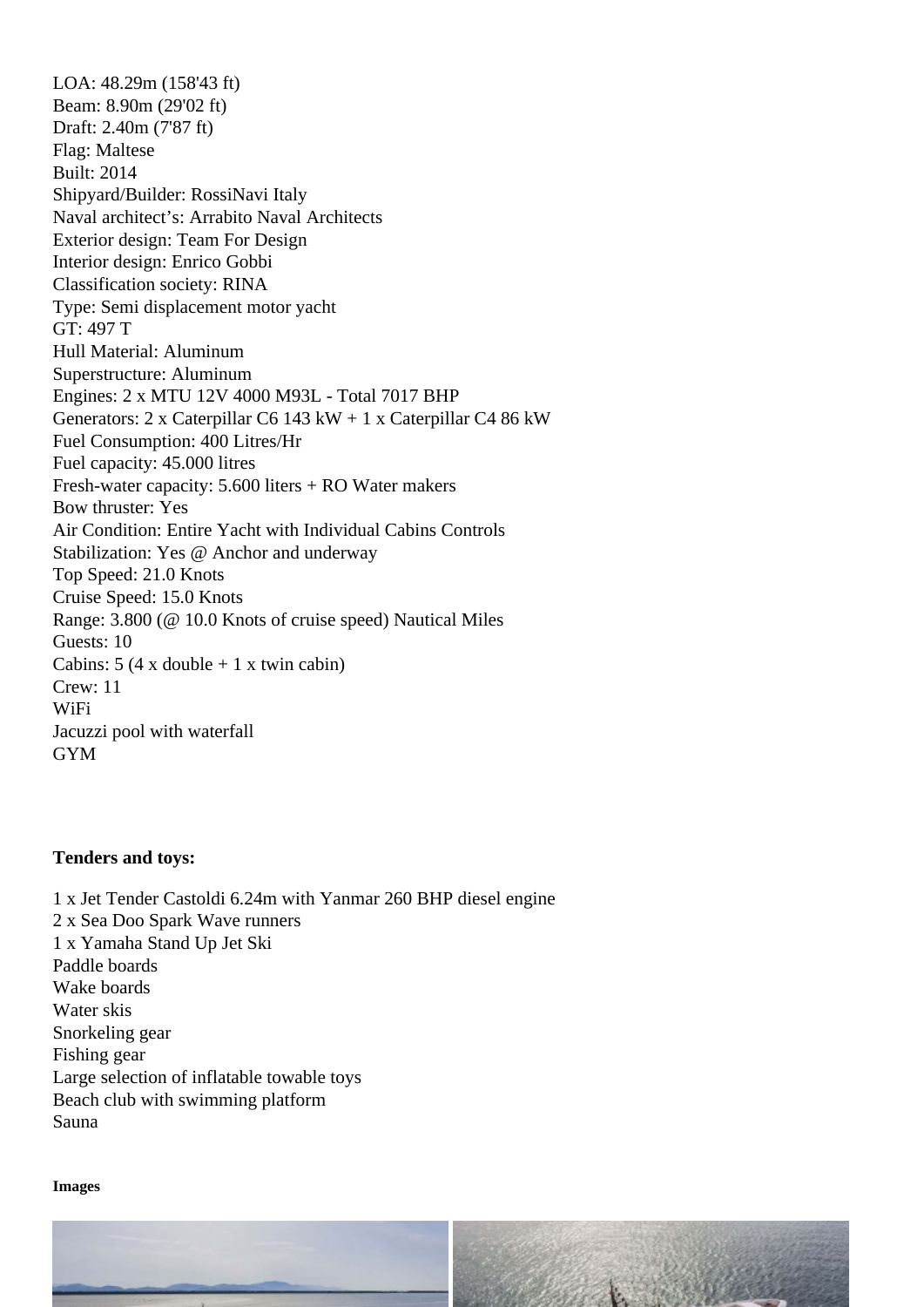LOA: 48.29m (158'43 ft)
Beam: 8.90m (29'02 ft)
Draft: 2.40m (7'87 ft)
Flag: Maltese
Built: 2014
Shipyard/Builder: RossiNavi Italy
Naval architect's: Arrabito Naval Architects
Exterior design: Team For Design
Interior design: Enrico Gobbi
Classification society: RINA
Type: Semi displacement motor yacht
GT: 497 T
Hull Material: Aluminum
Superstructure: Aluminum
Engines: 2 x MTU 12V 4000 M93L - Total 7017 BHP
Generators: 2 x Caterpillar C6 143 kW + 1 x Caterpillar C4 86 kW
Fuel Consumption: 400 Litres/Hr
Fuel capacity: 45.000 litres
Fresh-water capacity: 5.600 liters + RO Water makers
Bow thruster: Yes
Air Condition: Entire Yacht with Individual Cabins Controls
Stabilization: Yes @ Anchor and underway
Top Speed: 21.0 Knots
Cruise Speed: 15.0 Knots
Range: 3.800 (@ 10.0 Knots of cruise speed) Nautical Miles
Guests: 10
Cabins: 5 (4 x double + 1 x twin cabin)
Crew: 11
WiFi
Jacuzzi pool with waterfall
GYM

**Tenders and toys:**

1 x Jet Tender Castoldi 6.24m with Yanmar 260 BHP diesel engine
2 x Sea Doo Spark Wave runners
1 x Yamaha Stand Up Jet Ski
Paddle boards
Wake boards
Water skis
Snorkeling gear
Fishing gear
Large selection of inflatable towable toys
Beach club with swimming platform
Sauna

**Images**